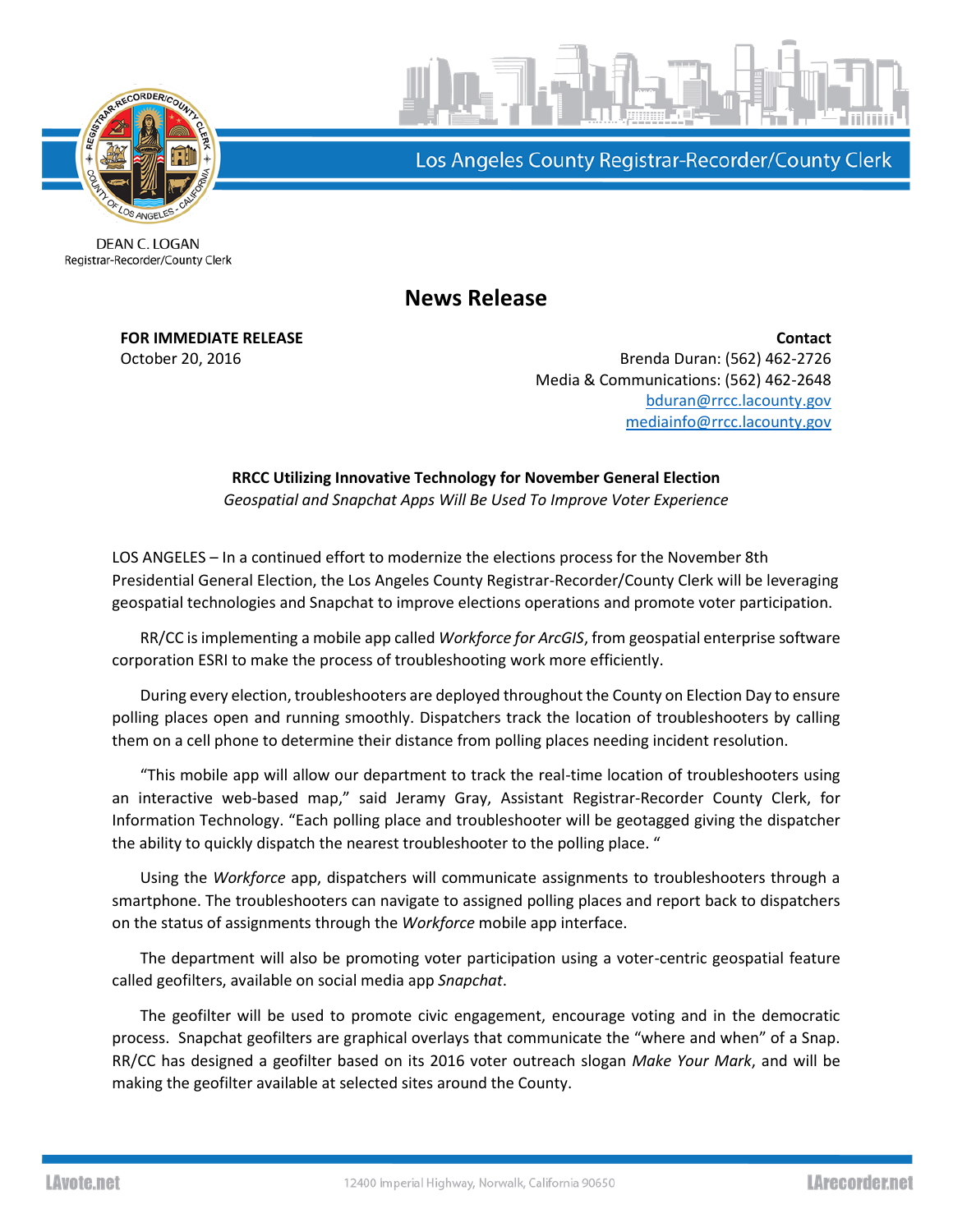Los Angeles County Registrar-Recorder/County Clerk

DEAN C. LOGAN
Registrar-Recorder/County Clerk

# News Release

**FOR IMMEDIATE RELEASE**
October 20, 2016

**Contact**
Brenda Duran: (562) 462-2726
Media & Communications: (562) 462-2648
bduran@rrcc.lacounty.gov
mediainfo@rrcc.lacounty.gov

**RRCC Utilizing Innovative Technology for November General Election**
*Geospatial and Snapchat Apps Will Be Used To Improve Voter Experience*

LOS ANGELES – In a continued effort to modernize the elections process for the November 8th Presidential General Election, the Los Angeles County Registrar-Recorder/County Clerk will be leveraging geospatial technologies and Snapchat to improve elections operations and promote voter participation.

RR/CC is implementing a mobile app called *Workforce for ArcGIS*, from geospatial enterprise software corporation ESRI to make the process of troubleshooting work more efficiently.

During every election, troubleshooters are deployed throughout the County on Election Day to ensure polling places open and running smoothly. Dispatchers track the location of troubleshooters by calling them on a cell phone to determine their distance from polling places needing incident resolution.

"This mobile app will allow our department to track the real-time location of troubleshooters using an interactive web-based map," said Jeramy Gray, Assistant Registrar-Recorder County Clerk, for Information Technology. "Each polling place and troubleshooter will be geotagged giving the dispatcher the ability to quickly dispatch the nearest troubleshooter to the polling place. "

Using the *Workforce* app, dispatchers will communicate assignments to troubleshooters through a smartphone. The troubleshooters can navigate to assigned polling places and report back to dispatchers on the status of assignments through the *Workforce* mobile app interface.

The department will also be promoting voter participation using a voter-centric geospatial feature called geofilters, available on social media app *Snapchat*.

The geofilter will be used to promote civic engagement, encourage voting and in the democratic process. Snapchat geofilters are graphical overlays that communicate the "where and when" of a Snap. RR/CC has designed a geofilter based on its 2016 voter outreach slogan *Make Your Mark*, and will be making the geofilter available at selected sites around the County.

LAvote.net | 12400 Imperial Highway, Norwalk, California 90650 | LArecorder.net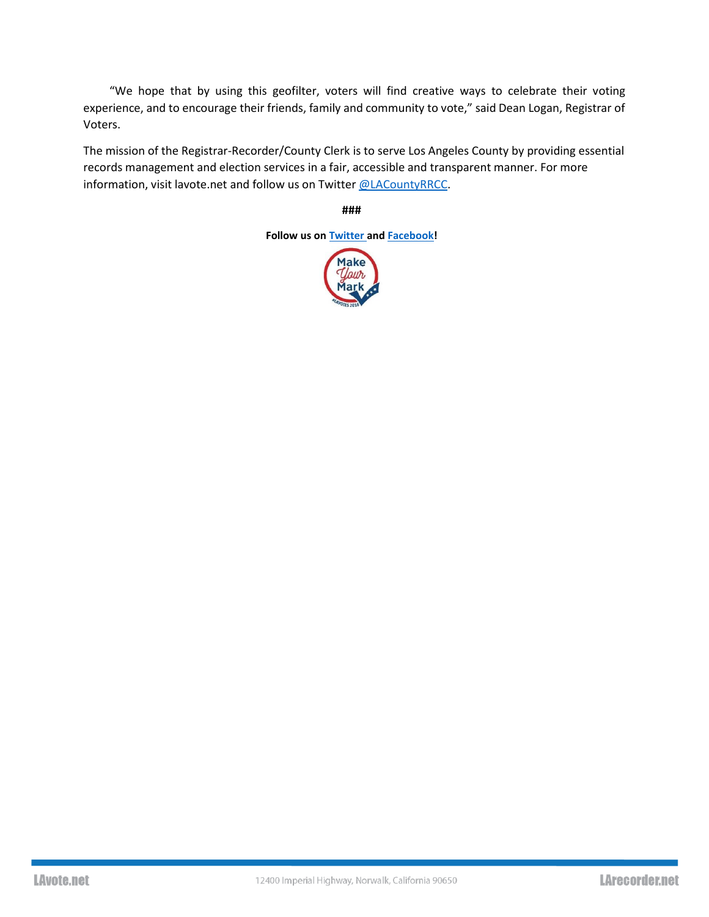"We hope that by using this geofilter, voters will find creative ways to celebrate their voting experience, and to encourage their friends, family and community to vote," said Dean Logan, Registrar of Voters.

The mission of the Registrar-Recorder/County Clerk is to serve Los Angeles County by providing essential records management and election services in a fair, accessible and transparent manner. For more information, visit lavote.net and follow us on Twitter @LACountyRRCC.

###

**Follow us on Twitter and Facebook!**